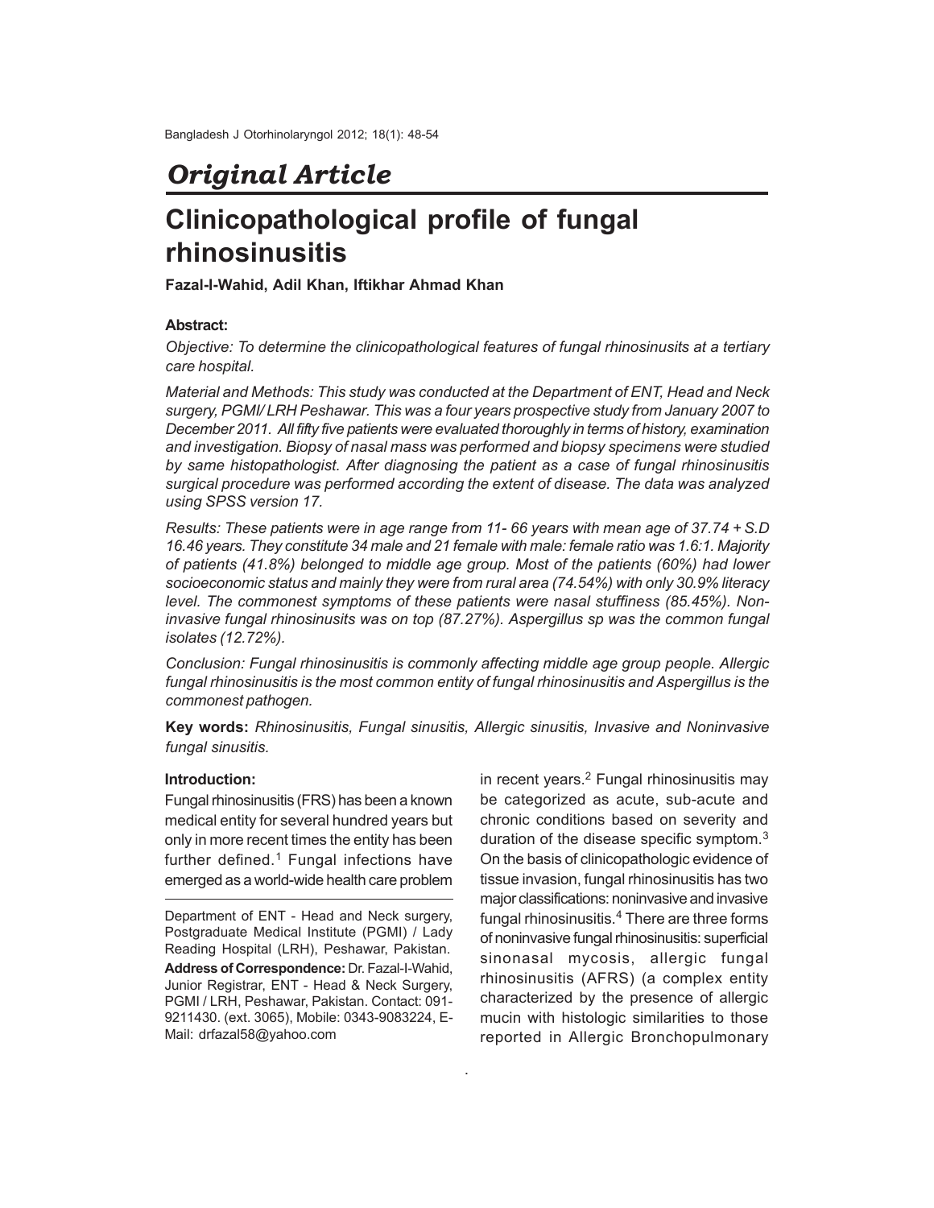## *Original Article*

# Clinicopathological profile of fungal rhinosinusitis

**Fazal-I-Wahid, Adil Khan, Iftikhar Ahmad Khan**

### Abstract:

*Objective: To determine the clinicopathological features of fungal rhinosinusits at a tertiary care hospital.*

*Material and Methods: This study was conducted at the Department of ENT, Head and Neck surgery, PGMI/ LRH Peshawar. This was a four years prospective study from January 2007 to December 2011. All fifty five patients were evaluated thoroughly in terms of history, examination and investigation. Biopsy of nasal mass was performed and biopsy specimens were studied by same histopathologist. After diagnosing the patient as a case of fungal rhinosinusitis surgical procedure was performed according the extent of disease. The data was analyzed using SPSS version 17.*

*Results: These patients were in age range from 11- 66 years with mean age of 37.74 + S.D 16.46 years. They constitute 34 male and 21 female with male: female ratio was 1.6:1. Majority of patients (41.8%) belonged to middle age group. Most of the patients (60%) had lower socioeconomic status and mainly they were from rural area (74.54%) with only 30.9% literacy level. The commonest symptoms of these patients were nasal stuffiness (85.45%). Non-invasive fungal rhinosinusits was on top (87.27%). Aspergillus sp was the common fungal isolates (12.72%).*

*Conclusion: Fungal rhinosinusitis is commonly affecting middle age group people. Allergic fungal rhinosinusitis is the most common entity of fungal rhinosinusitis and Aspergillus is the commonest pathogen.*

**Key words:** *Rhinosinusitis, Fungal sinusitis, Allergic sinusitis, Invasive and Noninvasive fungal sinusitis.*

### Introduction:

Fungal rhinosinusitis (FRS) has been a known medical entity for several hundred years but only in more recent times the entity has been further defined.[1] Fungal infections have emerged as a world-wide health care problem in recent years.[2] Fungal rhinosinusitis may be categorized as acute, sub-acute and chronic conditions based on severity and duration of the disease specific symptom.[3] On the basis of clinicopathologic evidence of tissue invasion, fungal rhinosinusitis has two major classifications: noninvasive and invasive fungal rhinosinusitis.[4] There are three forms of noninvasive fungal rhinosinusitis: superficial sinonasal mycosis, allergic fungal rhinosinusitis (AFRS) (a complex entity characterized by the presence of allergic mucin with histologic similarities to those reported in Allergic Bronchopulmonary

Department of ENT - Head and Neck surgery, Postgraduate Medical Institute (PGMI) / Lady Reading Hospital (LRH), Peshawar, Pakistan.

**Address of Correspondence:** Dr. Fazal-I-Wahid, Junior Registrar, ENT - Head & Neck Surgery, PGMI / LRH, Peshawar, Pakistan. Contact: 091-9211430. (ext. 3065), Mobile: 0343-9083224, E-Mail: drfazal58@yahoo.com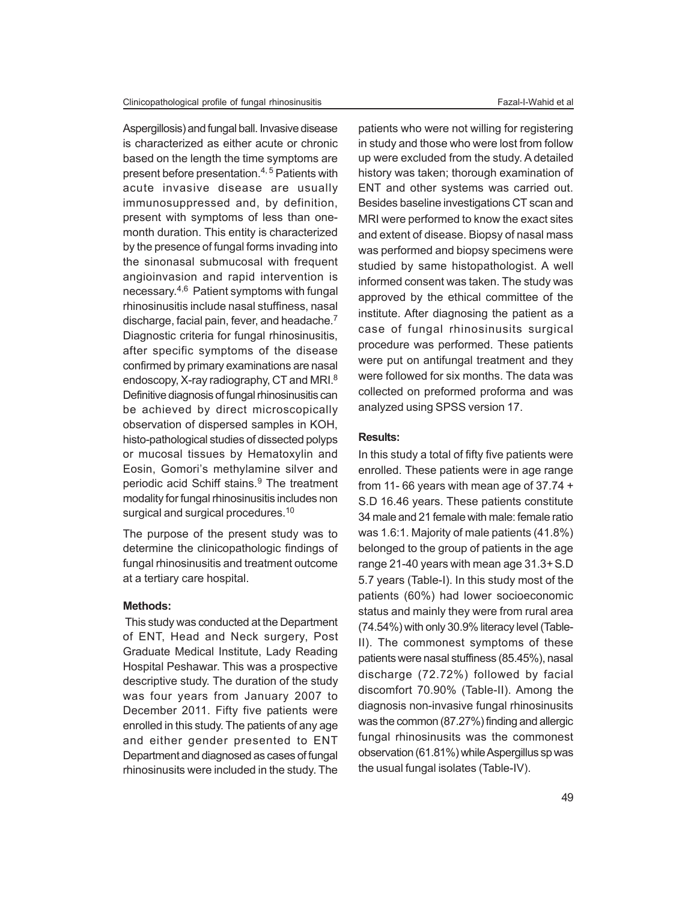Aspergillosis) and fungal ball. Invasive disease is characterized as either acute or chronic based on the length the time symptoms are present before presentation.[4, 5] Patients with acute invasive disease are usually immunosuppressed and, by definition, present with symptoms of less than one-month duration. This entity is characterized by the presence of fungal forms invading into the sinonasal submucosal with frequent angioinvasion and rapid intervention is necessary.[4,6] Patient symptoms with fungal rhinosinusitis include nasal stuffiness, nasal discharge, facial pain, fever, and headache.[7] Diagnostic criteria for fungal rhinosinusitis, after specific symptoms of the disease confirmed by primary examinations are nasal endoscopy, X-ray radiography, CT and MRI.[8] Definitive diagnosis of fungal rhinosinusitis can be achieved by direct microscopically observation of dispersed samples in KOH, histo-pathological studies of dissected polyps or mucosal tissues by Hematoxylin and Eosin, Gomori's methylamine silver and periodic acid Schiff stains.[9] The treatment modality for fungal rhinosinusitis includes non surgical and surgical procedures.[10]

The purpose of the present study was to determine the clinicopathologic findings of fungal rhinosinusitis and treatment outcome at a tertiary care hospital.

**Methods:**

This study was conducted at the Department of ENT, Head and Neck surgery, Post Graduate Medical Institute, Lady Reading Hospital Peshawar. This was a prospective descriptive study. The duration of the study was four years from January 2007 to December 2011. Fifty five patients were enrolled in this study. The patients of any age and either gender presented to ENT Department and diagnosed as cases of fungal rhinosinusits were included in the study. The patients who were not willing for registering in study and those who were lost from follow up were excluded from the study. A detailed history was taken; thorough examination of ENT and other systems was carried out. Besides baseline investigations CT scan and MRI were performed to know the exact sites and extent of disease. Biopsy of nasal mass was performed and biopsy specimens were studied by same histopathologist. A well informed consent was taken. The study was approved by the ethical committee of the institute. After diagnosing the patient as a case of fungal rhinosinusits surgical procedure was performed. These patients were put on antifungal treatment and they were followed for six months. The data was collected on preformed proforma and was analyzed using SPSS version 17.

**Results:**

In this study a total of fifty five patients were enrolled. These patients were in age range from 11- 66 years with mean age of 37.74 + S.D 16.46 years. These patients constitute 34 male and 21 female with male: female ratio was 1.6:1. Majority of male patients (41.8%) belonged to the group of patients in the age range 21-40 years with mean age 31.3+ S.D 5.7 years (Table-I). In this study most of the patients (60%) had lower socioeconomic status and mainly they were from rural area (74.54%) with only 30.9% literacy level (Table-II). The commonest symptoms of these patients were nasal stuffiness (85.45%), nasal discharge (72.72%) followed by facial discomfort 70.90% (Table-II). Among the diagnosis non-invasive fungal rhinosinusits was the common (87.27%) finding and allergic fungal rhinosinusits was the commonest observation (61.81%) while Aspergillus sp was the usual fungal isolates (Table-IV).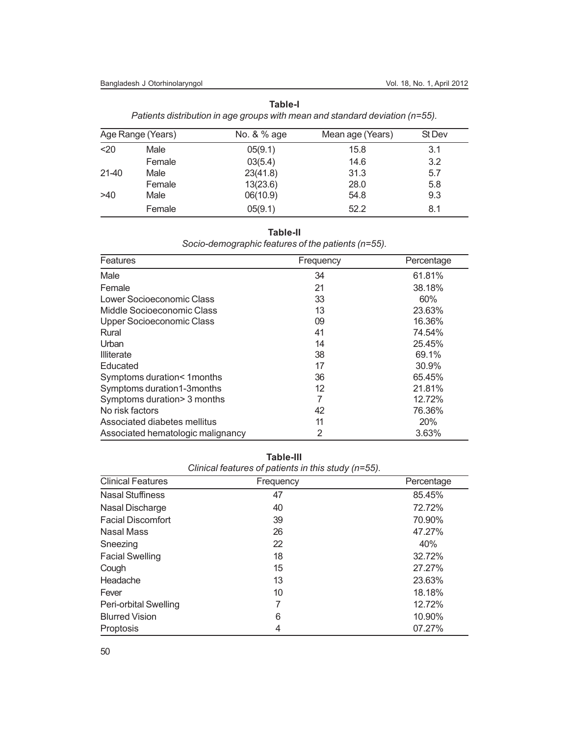**Table-I**

*Patients distribution in age groups with mean and standard deviation (n=55).*

| Age Range (Years) | | No. & % age | Mean age (Years) | St Dev |
|---|---|---|---|---|
| <20 | Male | 05(9.1) | 15.8 | 3.1 |
| | Female | 03(5.4) | 14.6 | 3.2 |
| 21-40 | Male | 23(41.8) | 31.3 | 5.7 |
| | Female | 13(23.6) | 28.0 | 5.8 |
| >40 | Male | 06(10.9) | 54.8 | 9.3 |
| | Female | 05(9.1) | 52.2 | 8.1 |

**Table-II**

*Socio-demographic features of the patients (n=55).*

| Features | Frequency | Percentage |
|---|---|---|
| Male | 34 | 61.81% |
| Female | 21 | 38.18% |
| Lower Socioeconomic Class | 33 | 60% |
| Middle Socioeconomic Class | 13 | 23.63% |
| Upper Socioeconomic Class | 09 | 16.36% |
| Rural | 41 | 74.54% |
| Urban | 14 | 25.45% |
| Illiterate | 38 | 69.1% |
| Educated | 17 | 30.9% |
| Symptoms duration< 1months | 36 | 65.45% |
| Symptoms duration1-3months | 12 | 21.81% |
| Symptoms duration> 3 months | 7 | 12.72% |
| No risk factors | 42 | 76.36% |
| Associated diabetes mellitus | 11 | 20% |
| Associated hematologic malignancy | 2 | 3.63% |

**Table-III**

*Clinical features of patients in this study (n=55).*

| Clinical Features | Frequency | Percentage |
|---|---|---|
| Nasal Stuffiness | 47 | 85.45% |
| Nasal Discharge | 40 | 72.72% |
| Facial Discomfort | 39 | 70.90% |
| Nasal Mass | 26 | 47.27% |
| Sneezing | 22 | 40% |
| Facial Swelling | 18 | 32.72% |
| Cough | 15 | 27.27% |
| Headache | 13 | 23.63% |
| Fever | 10 | 18.18% |
| Peri-orbital Swelling | 7 | 12.72% |
| Blurred Vision | 6 | 10.90% |
| Proptosis | 4 | 07.27% |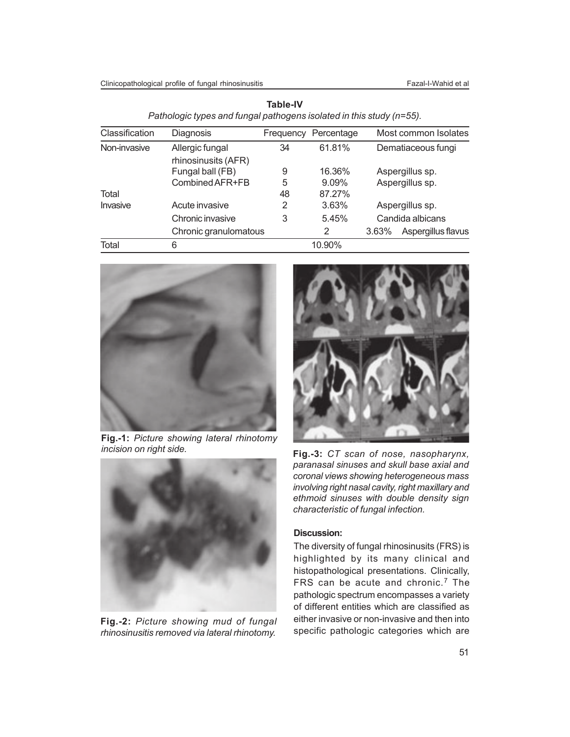**Table-IV**

*Pathologic types and fungal pathogens isolated in this study (n=55).*

| Classification | Diagnosis | Frequency | Percentage | Most common Isolates |
|---|---|---|---|---|
| Non-invasive | Allergic fungal rhinosinusits (AFR) | 34 | 61.81% | Dematiaceous fungi |
| | Fungal ball (FB) | 9 | 16.36% | Aspergillus sp. |
| | Combined AFR+FB | 5 | 9.09% | Aspergillus sp. |
| Total | | 48 | 87.27% | |
| Invasive | Acute invasive | 2 | 3.63% | Aspergillus sp. |
| | Chronic invasive | 3 | 5.45% | Candida albicans |
| | Chronic granulomatous | | 2 | 3.63% Aspergillus flavus |
| Total | 6 | | 10.90% | |

**Fig.-1:** *Picture showing lateral rhinotomy incision on right side.*

**Fig.-2:** *Picture showing mud of fungal rhinosinusitis removed via lateral rhinotomy.*

**Fig.-3:** *CT scan of nose, nasopharynx, paranasal sinuses and skull base axial and coronal views showing heterogeneous mass involving right nasal cavity, right maxillary and ethmoid sinuses with double density sign characteristic of fungal infection.*

**Discussion:**

The diversity of fungal rhinosinusitis (FRS) is highlighted by its many clinical and histopathological presentations. Clinically, FRS can be acute and chronic.[7] The pathologic spectrum encompasses a variety of different entities which are classified as either invasive or non-invasive and then into specific pathologic categories which are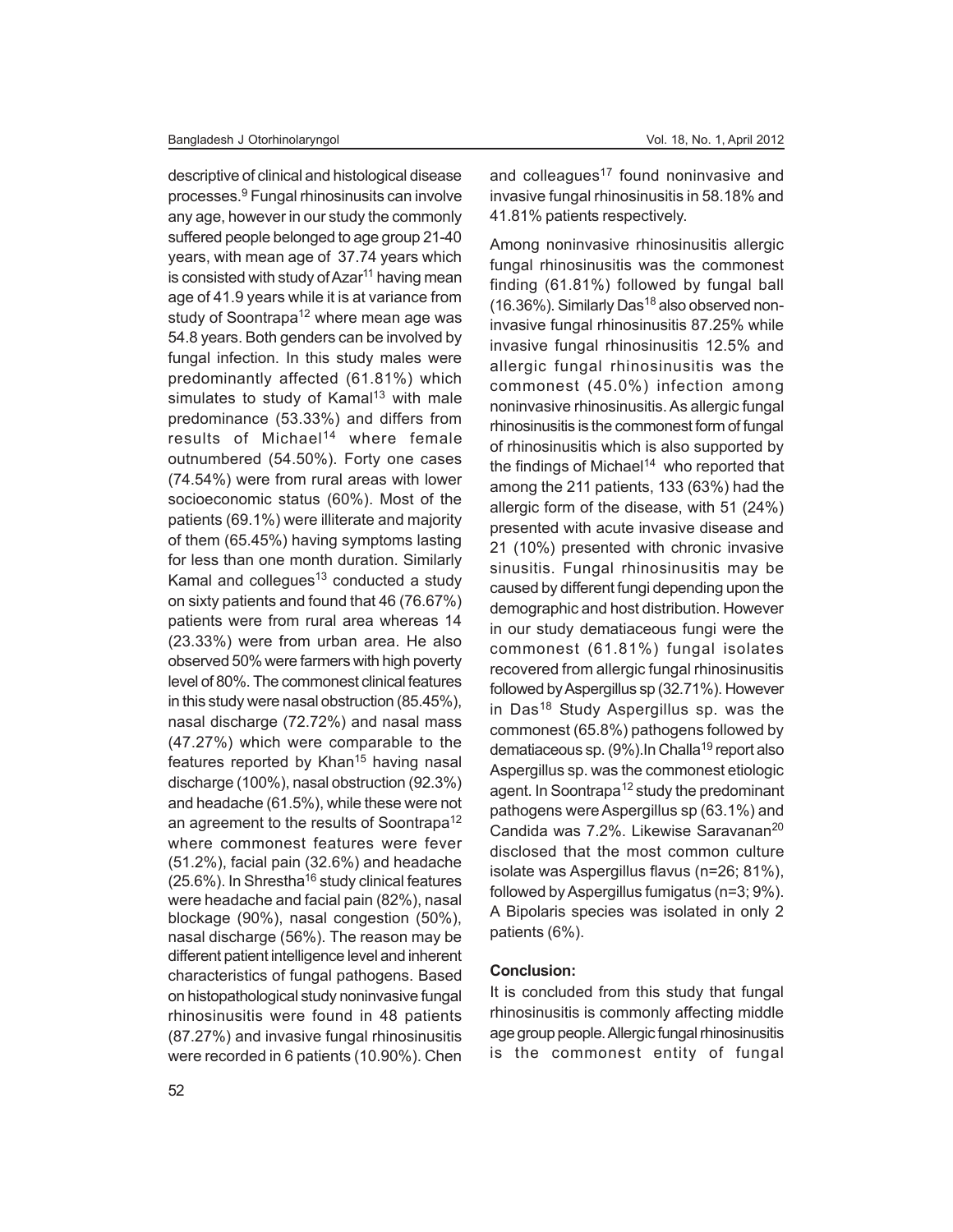descriptive of clinical and histological disease processes.[9] Fungal rhinosinusits can involve any age, however in our study the commonly suffered people belonged to age group 21-40 years, with mean age of 37.74 years which is consisted with study of Azar[11] having mean age of 41.9 years while it is at variance from study of Soontrapa[12] where mean age was 54.8 years. Both genders can be involved by fungal infection. In this study males were predominantly affected (61.81%) which simulates to study of Kamal[13] with male predominance (53.33%) and differs from results of Michael[14] where female outnumbered (54.50%). Forty one cases (74.54%) were from rural areas with lower socioeconomic status (60%). Most of the patients (69.1%) were illiterate and majority of them (65.45%) having symptoms lasting for less than one month duration. Similarly Kamal and collegues[13] conducted a study on sixty patients and found that 46 (76.67%) patients were from rural area whereas 14 (23.33%) were from urban area. He also observed 50% were farmers with high poverty level of 80%. The commonest clinical features in this study were nasal obstruction (85.45%), nasal discharge (72.72%) and nasal mass (47.27%) which were comparable to the features reported by Khan[15] having nasal discharge (100%), nasal obstruction (92.3%) and headache (61.5%), while these were not an agreement to the results of Soontrapa[12] where commonest features were fever (51.2%), facial pain (32.6%) and headache (25.6%). In Shrestha[16] study clinical features were headache and facial pain (82%), nasal blockage (90%), nasal congestion (50%), nasal discharge (56%). The reason may be different patient intelligence level and inherent characteristics of fungal pathogens. Based on histopathological study noninvasive fungal rhinosinusitis were found in 48 patients (87.27%) and invasive fungal rhinosinusitis were recorded in 6 patients (10.90%). Chen and colleagues[17] found noninvasive and invasive fungal rhinosinusitis in 58.18% and 41.81% patients respectively.

Among noninvasive rhinosinusitis allergic fungal rhinosinusitis was the commonest finding (61.81%) followed by fungal ball (16.36%). Similarly Das[18] also observed non-invasive fungal rhinosinusitis 87.25% while invasive fungal rhinosinusitis 12.5% and allergic fungal rhinosinusitis was the commonest (45.0%) infection among noninvasive rhinosinusitis. As allergic fungal rhinosinusitis is the commonest form of fungal of rhinosinusitis which is also supported by the findings of Michael[14] who reported that among the 211 patients, 133 (63%) had the allergic form of the disease, with 51 (24%) presented with acute invasive disease and 21 (10%) presented with chronic invasive sinusitis. Fungal rhinosinusitis may be caused by different fungi depending upon the demographic and host distribution. However in our study dematiaceous fungi were the commonest (61.81%) fungal isolates recovered from allergic fungal rhinosinusitis followed by Aspergillus sp (32.71%). However in Das[18] Study Aspergillus sp. was the commonest (65.8%) pathogens followed by dematiaceous sp. (9%).In Challa[19] report also Aspergillus sp. was the commonest etiologic agent. In Soontrapa[12] study the predominant pathogens were Aspergillus sp (63.1%) and Candida was 7.2%. Likewise Saravanan[20] disclosed that the most common culture isolate was Aspergillus flavus (n=26; 81%), followed by Aspergillus fumigatus (n=3; 9%). A Bipolaris species was isolated in only 2 patients (6%).

**Conclusion:**

It is concluded from this study that fungal rhinosinusitis is commonly affecting middle age group people. Allergic fungal rhinosinusitis is the commonest entity of fungal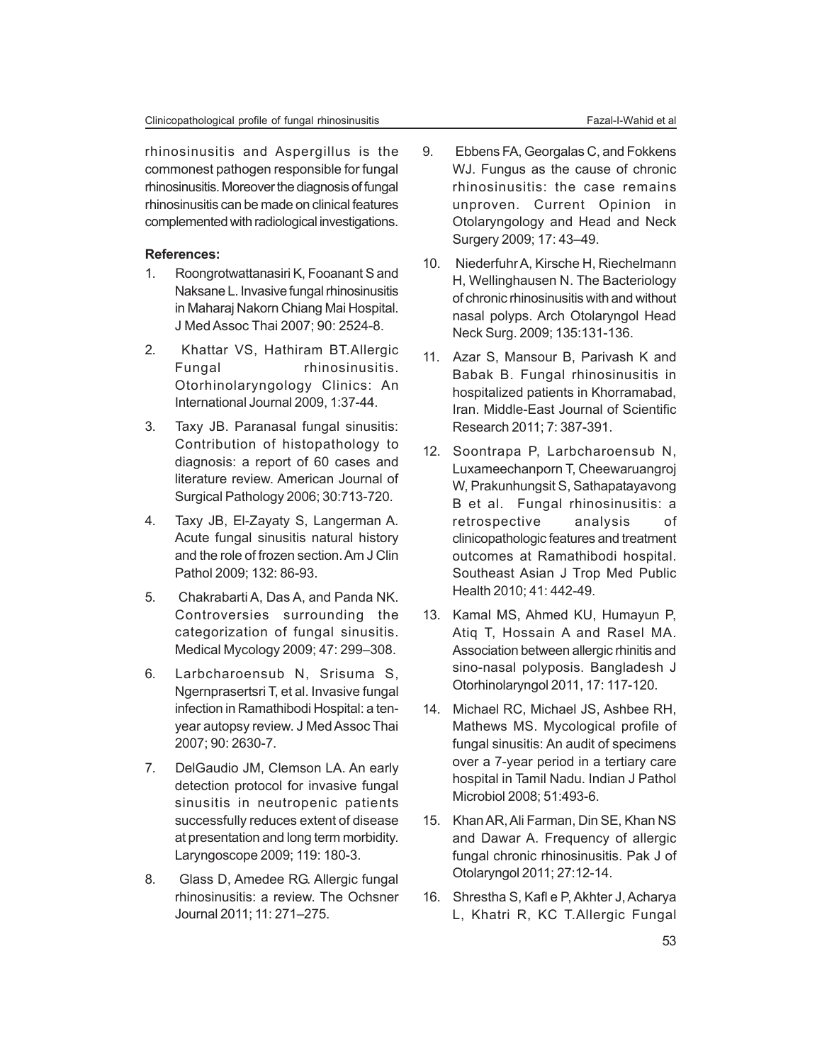rhinosinusitis and Aspergillus is the commonest pathogen responsible for fungal rhinosinusitis. Moreover the diagnosis of fungal rhinosinusitis can be made on clinical features complemented with radiological investigations.

**References:**

1. Roongrotwattanasiri K, Fooanant S and Naksane L. Invasive fungal rhinosinusitis in Maharaj Nakorn Chiang Mai Hospital. J Med Assoc Thai 2007; 90: 2524-8.
2. Khattar VS, Hathiram BT.Allergic Fungal rhinosinusitis. Otorhinolaryngology Clinics: An International Journal 2009, 1:37-44.
3. Taxy JB. Paranasal fungal sinusitis: Contribution of histopathology to diagnosis: a report of 60 cases and literature review. American Journal of Surgical Pathology 2006; 30:713-720.
4. Taxy JB, El-Zayaty S, Langerman A. Acute fungal sinusitis natural history and the role of frozen section. Am J Clin Pathol 2009; 132: 86-93.
5. Chakrabarti A, Das A, and Panda NK. Controversies surrounding the categorization of fungal sinusitis. Medical Mycology 2009; 47: 299–308.
6. Larbcharoensub N, Srisuma S, Ngernprasertsri T, et al. Invasive fungal infection in Ramathibodi Hospital: a ten-year autopsy review. J Med Assoc Thai 2007; 90: 2630-7.
7. DelGaudio JM, Clemson LA. An early detection protocol for invasive fungal sinusitis in neutropenic patients successfully reduces extent of disease at presentation and long term morbidity. Laryngoscope 2009; 119: 180-3.
8. Glass D, Amedee RG. Allergic fungal rhinosinusitis: a review. The Ochsner Journal 2011; 11: 271–275.
9. Ebbens FA, Georgalas C, and Fokkens WJ. Fungus as the cause of chronic rhinosinusitis: the case remains unproven. Current Opinion in Otolaryngology and Head and Neck Surgery 2009; 17: 43–49.
10. Niederfuhr A, Kirsche H, Riechelmann H, Wellinghausen N. The Bacteriology of chronic rhinosinusitis with and without nasal polyps. Arch Otolaryngol Head Neck Surg. 2009; 135:131-136.
11. Azar S, Mansour B, Parivash K and Babak B. Fungal rhinosinusitis in hospitalized patients in Khorramabad, Iran. Middle-East Journal of Scientific Research 2011; 7: 387-391.
12. Soontrapa P, Larbcharoensub N, Luxameechanporn T, Cheewaruangroj W, Prakunhungsit S, Sathapatayavong B et al. Fungal rhinosinusitis: a retrospective analysis of clinicopathologic features and treatment outcomes at Ramathibodi hospital. Southeast Asian J Trop Med Public Health 2010; 41: 442-49.
13. Kamal MS, Ahmed KU, Humayun P, Atiq T, Hossain A and Rasel MA. Association between allergic rhinitis and sino-nasal polyposis. Bangladesh J Otorhinolaryngol 2011, 17: 117-120.
14. Michael RC, Michael JS, Ashbee RH, Mathews MS. Mycological profile of fungal sinusitis: An audit of specimens over a 7-year period in a tertiary care hospital in Tamil Nadu. Indian J Pathol Microbiol 2008; 51:493-6.
15. Khan AR, Ali Farman, Din SE, Khan NS and Dawar A. Frequency of allergic fungal chronic rhinosinusitis. Pak J of Otolaryngol 2011; 27:12-14.
16. Shrestha S, Kafl e P, Akhter J, Acharya L, Khatri R, KC T.Allergic Fungal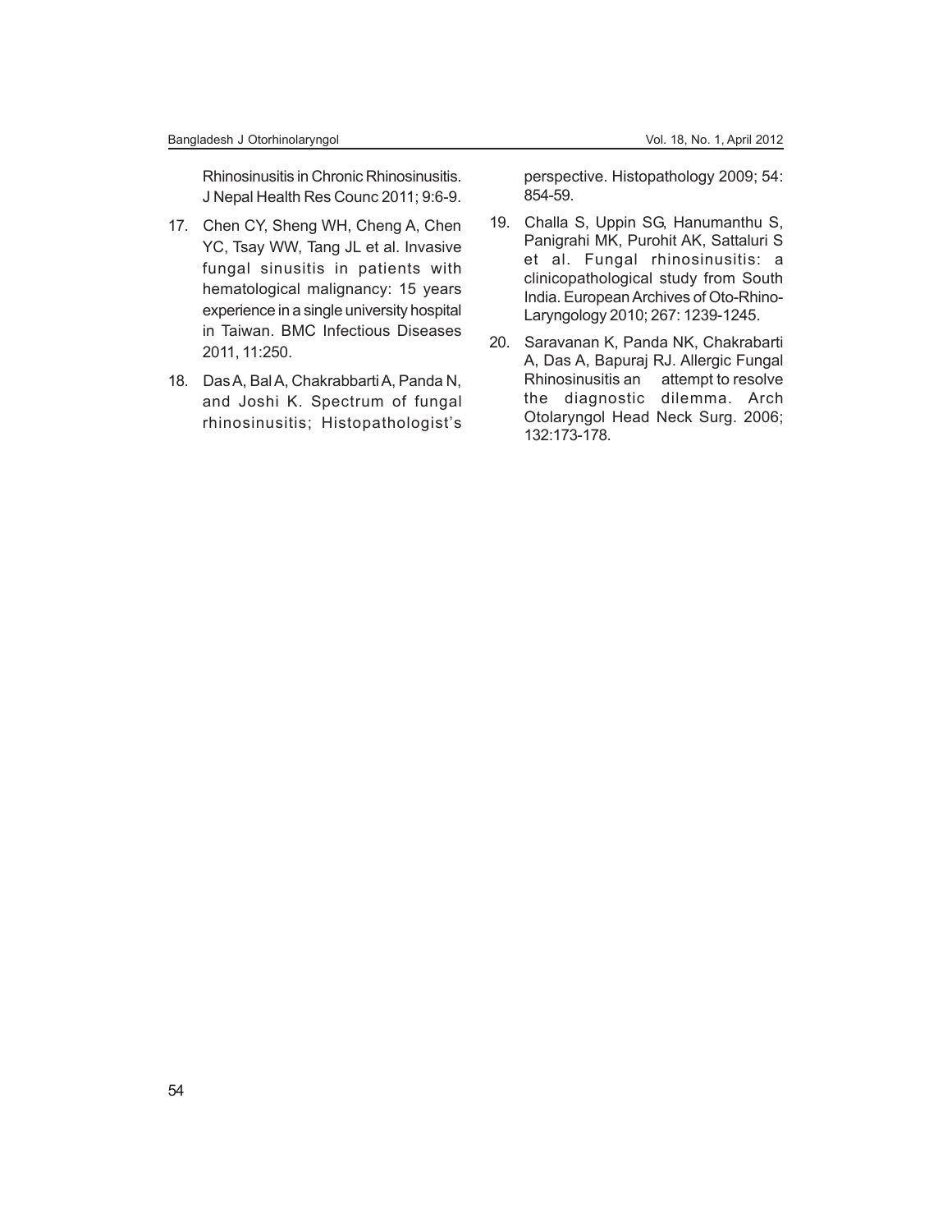Rhinosinusitis in Chronic Rhinosinusitis. J Nepal Health Res Counc 2011; 9:6-9.

17. Chen CY, Sheng WH, Cheng A, Chen YC, Tsay WW, Tang JL et al. Invasive fungal sinusitis in patients with hematological malignancy: 15 years experience in a single university hospital in Taiwan. BMC Infectious Diseases 2011, 11:250.

18. Das A, Bal A, Chakrabbarti A, Panda N, and Joshi K. Spectrum of fungal rhinosinusitis; Histopathologist's perspective. Histopathology 2009; 54: 854-59.

19. Challa S, Uppin SG, Hanumanthu S, Panigrahi MK, Purohit AK, Sattaluri S et al. Fungal rhinosinusitis: a clinicopathological study from South India. European Archives of Oto-Rhino-Laryngology 2010; 267: 1239-1245.

20. Saravanan K, Panda NK, Chakrabarti A, Das A, Bapuraj RJ. Allergic Fungal Rhinosinusitis an attempt to resolve the diagnostic dilemma. Arch Otolaryngol Head Neck Surg. 2006; 132:173-178.